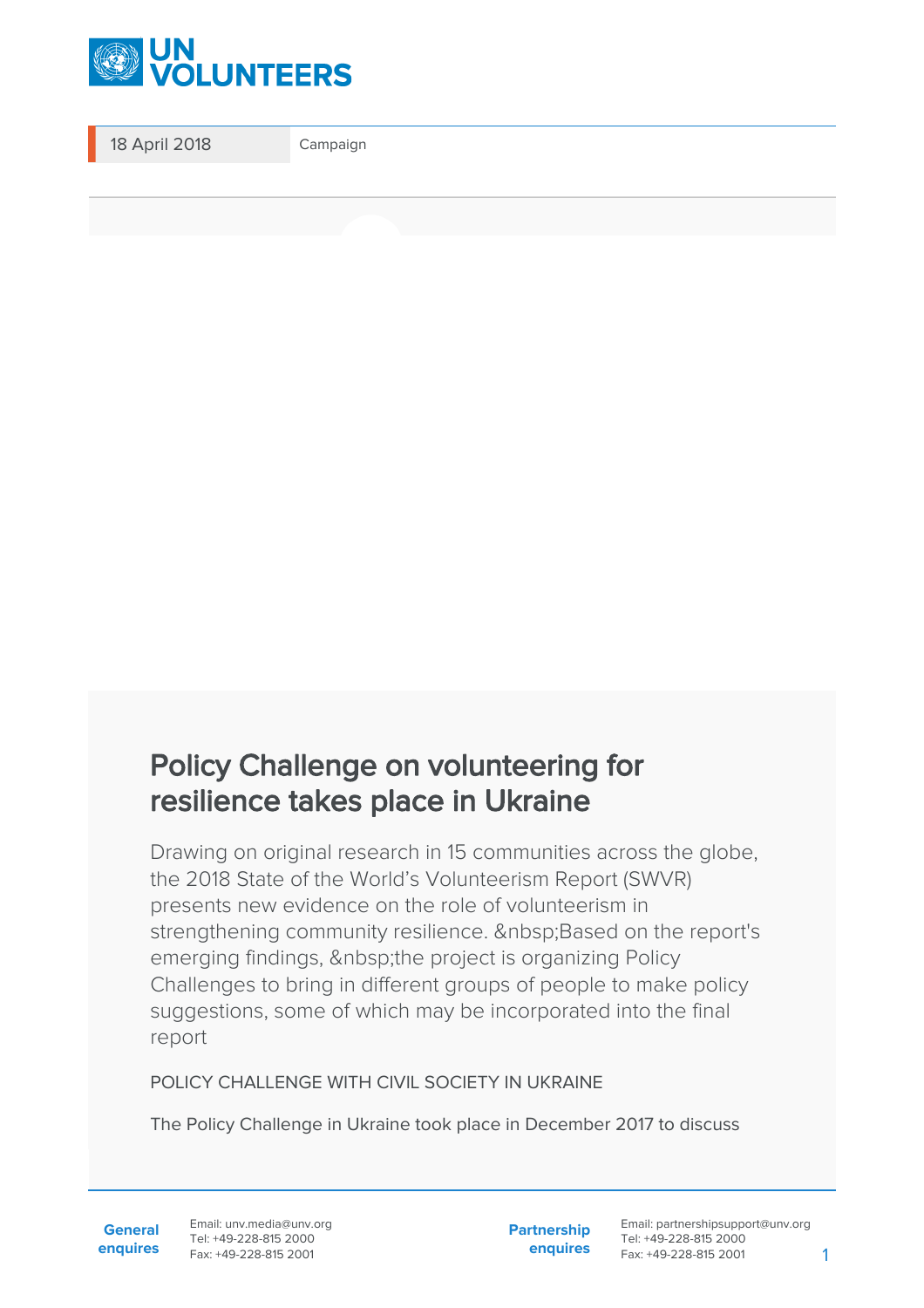18 April 2018

Campaign

# Policy Challenge on volunteering for resilience takes place in Ukraine

Drawing on original research in 15 communities across the globe, the 2018 State of the World's Volunteerism Report (SWVR) presents new evidence on the role of volunteerism in strengthening community resilience. &nbsp;Based on the report's emerging findings, &nbsp;the project is organizing Policy Challenges to bring in different groups of people to make policy suggestions, some of which may be incorporated into the final report

POLICY CHALLENGE WITH CIVIL SOCIETY IN UKRAINE

The Policy Challenge in Ukraine took place in December 2017 to discuss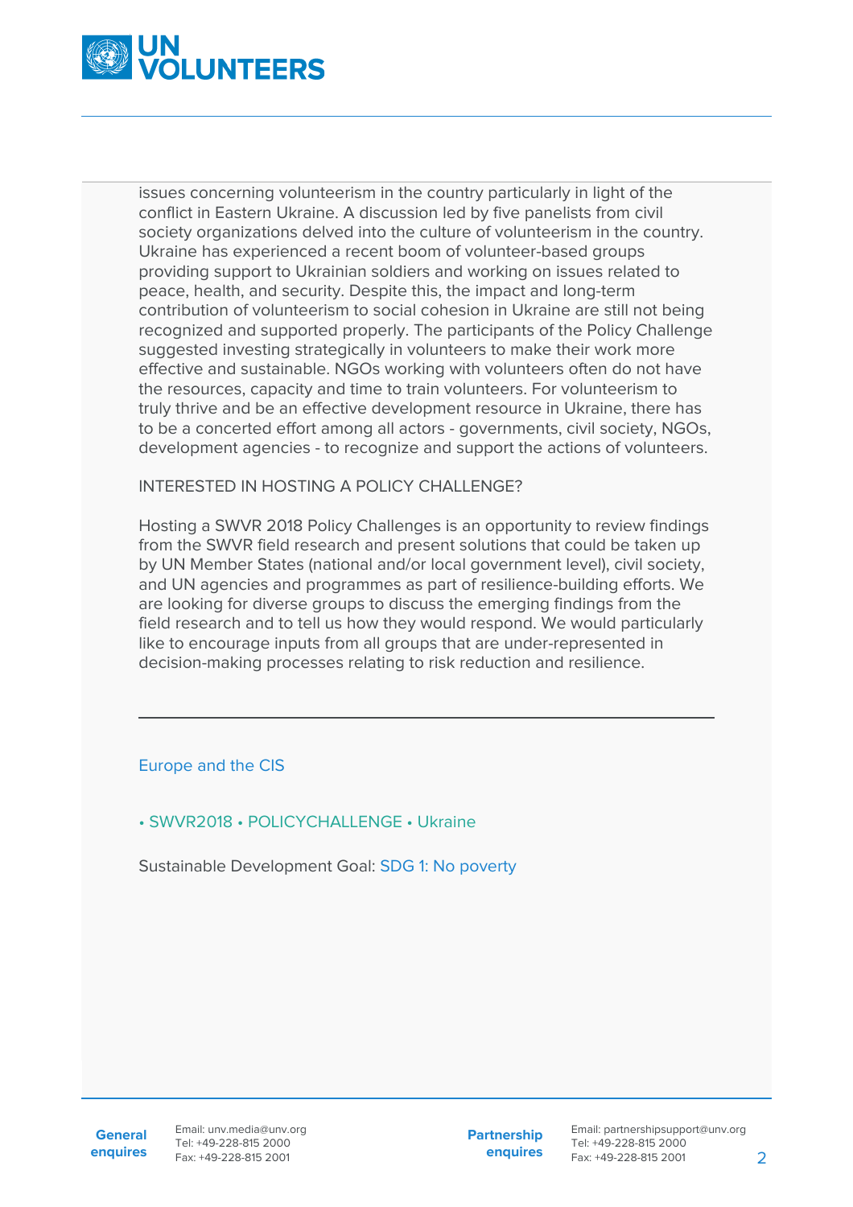issues concerning volunteerism in the country particularly in light of the conflict in Eastern Ukraine. A discussion led by five panelists from civil society organizations delved into the culture of volunteerism in the country. Ukraine has experienced a recent boom of volunteer-based groups providing support to Ukrainian soldiers and working on issues related to peace, health, and security. Despite this, the impact and long-term contribution of volunteerism to social cohesion in Ukraine are still not being recognized and supported properly. The participants of the Policy Challenge suggested investing strategically in volunteers to make their work more effective and sustainable. NGOs working with volunteers often do not have the resources, capacity and time to train volunteers. For volunteerism to truly thrive and be an effective development resource in Ukraine, there has to be a concerted effort among all actors - governments, civil society, NGOs, development agencies - to recognize and support the actions of volunteers.

INTERESTED IN HOSTING A POLICY CHALLENGE?

Hosting a SWVR 2018 Policy Challenges is an opportunity to review findings from the SWVR field research and present solutions that could be taken up by UN Member States (national and/or local government level), civil society, and UN agencies and programmes as part of resilience-building efforts. We are looking for diverse groups to discuss the emerging findings from the field research and to tell us how they would respond. We would particularly like to encourage inputs from all groups that are under-represented in decision-making processes relating to risk reduction and resilience.

---

Europe and the CIS

• SWVR2018 • POLICYCHALLENGE • Ukraine

Sustainable Development Goal: SDG 1: No poverty

**General enquires**
Email: unv.media@unv.org
Tel: +49-228-815 2000
Fax: +49-228-815 2001

**Partnership enquires**
Email: partnershipsupport@unv.org
Tel: +49-228-815 2000
Fax: +49-228-815 2001